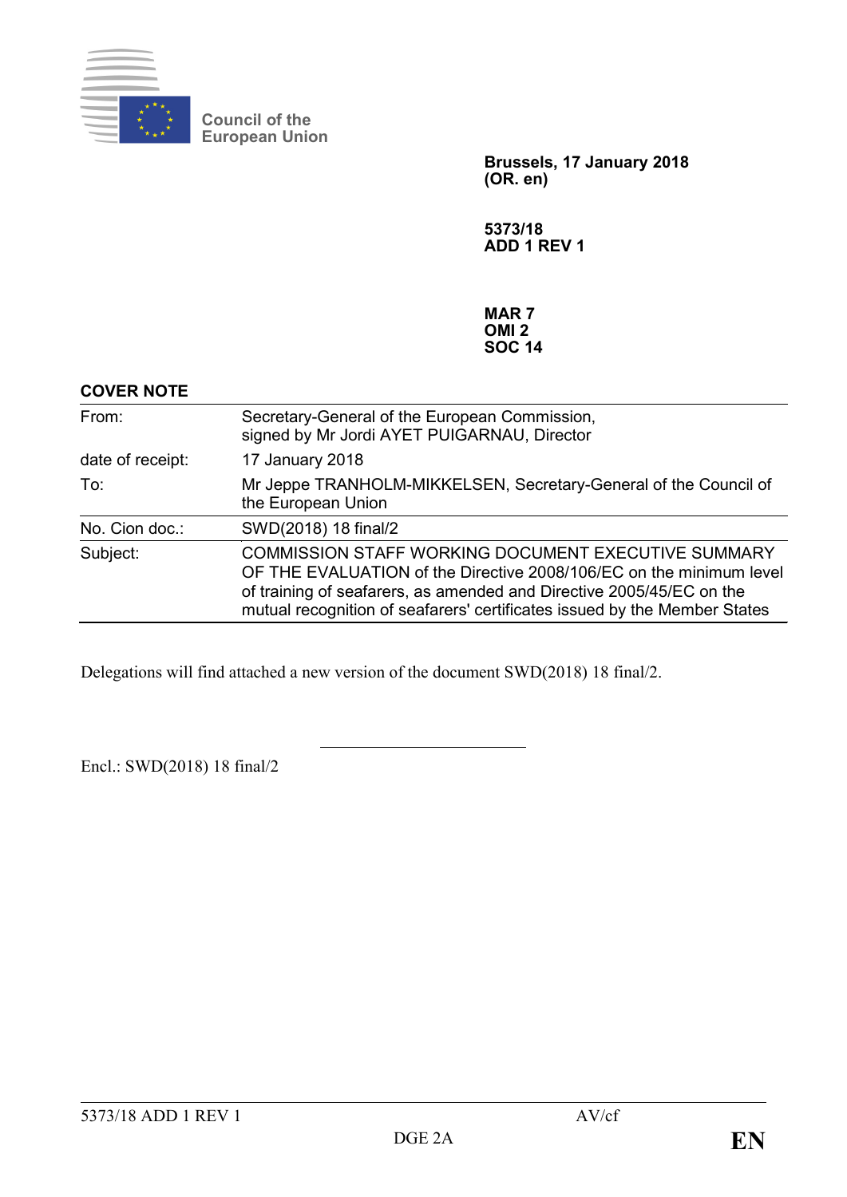Council of the European Union

**Brussels, 17 January 2018**
**(OR. en)**

**5373/18**
**ADD 1 REV 1**

**MAR 7**
**OMI 2**
**SOC 14**

**COVER NOTE**

| | |
|---|---|
| From: | Secretary-General of the European Commission, signed by Mr Jordi AYET PUIGARNAU, Director |
| date of receipt: | 17 January 2018 |
| To: | Mr Jeppe TRANHOLM-MIKKELSEN, Secretary-General of the Council of the European Union |
| No. Cion doc.: | SWD(2018) 18 final/2 |
| Subject: | COMMISSION STAFF WORKING DOCUMENT EXECUTIVE SUMMARY OF THE EVALUATION of the Directive 2008/106/EC on the minimum level of training of seafarers, as amended and Directive 2005/45/EC on the mutual recognition of seafarers' certificates issued by the Member States |

Delegations will find attached a new version of the document SWD(2018) 18 final/2.

---

Encl.: SWD(2018) 18 final/2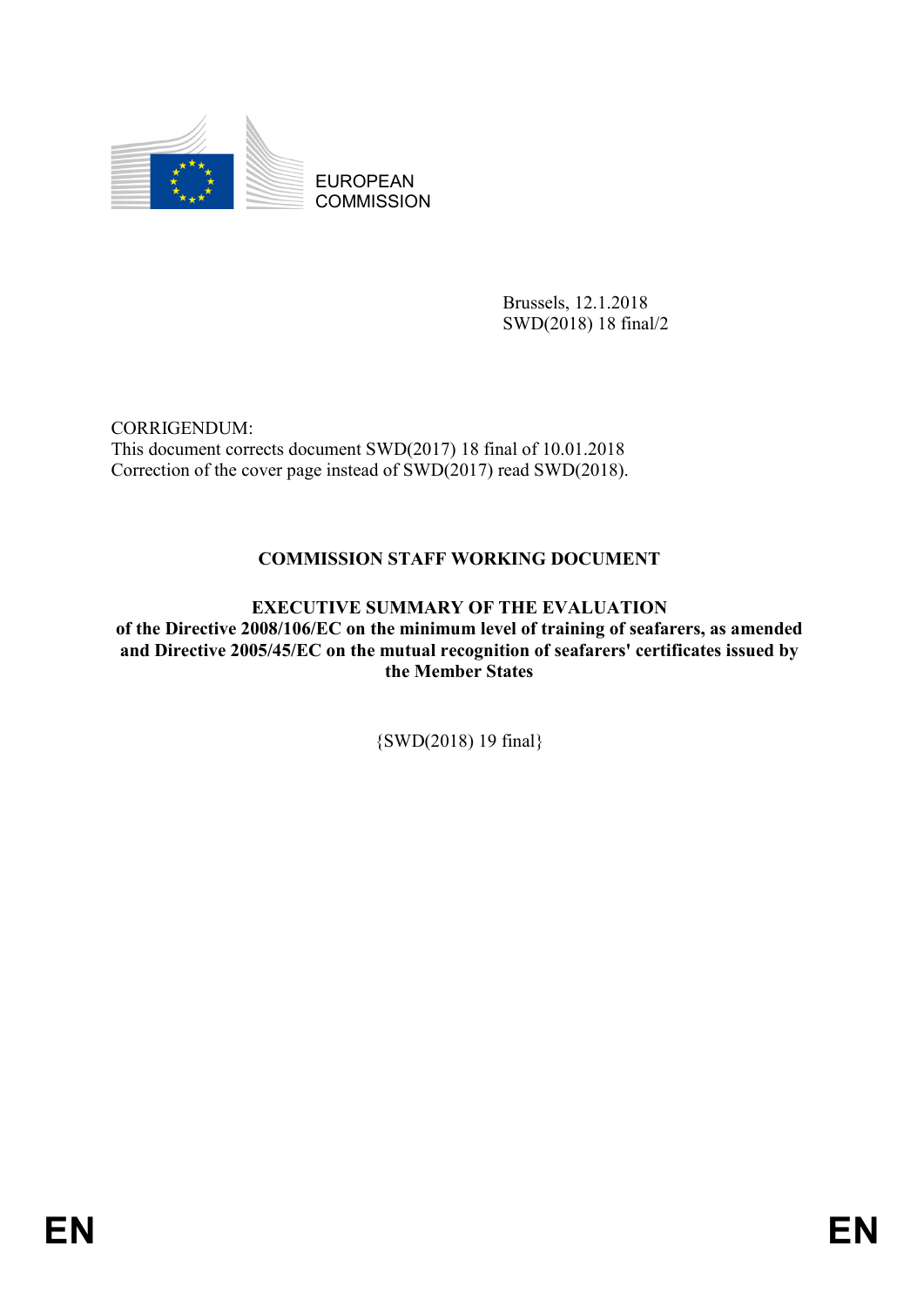EUROPEAN COMMISSION

Brussels, 12.1.2018
SWD(2018) 18 final/2

CORRIGENDUM:
This document corrects document SWD(2017) 18 final of 10.01.2018
Correction of the cover page instead of SWD(2017) read SWD(2018).

**COMMISSION STAFF WORKING DOCUMENT**

**EXECUTIVE SUMMARY OF THE EVALUATION**
**of the Directive 2008/106/EC on the minimum level of training of seafarers, as amended and Directive 2005/45/EC on the mutual recognition of seafarers' certificates issued by the Member States**

{SWD(2018) 19 final}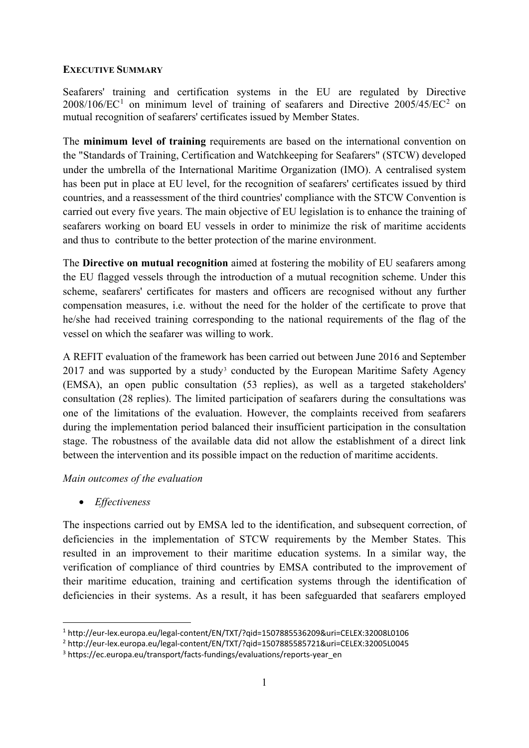**EXECUTIVE SUMMARY**

Seafarers' training and certification systems in the EU are regulated by Directive 2008/106/EC[1] on minimum level of training of seafarers and Directive 2005/45/EC[2] on mutual recognition of seafarers' certificates issued by Member States.

The **minimum level of training** requirements are based on the international convention on the "Standards of Training, Certification and Watchkeeping for Seafarers" (STCW) developed under the umbrella of the International Maritime Organization (IMO). A centralised system has been put in place at EU level, for the recognition of seafarers' certificates issued by third countries, and a reassessment of the third countries' compliance with the STCW Convention is carried out every five years. The main objective of EU legislation is to enhance the training of seafarers working on board EU vessels in order to minimize the risk of maritime accidents and thus to contribute to the better protection of the marine environment.

The **Directive on mutual recognition** aimed at fostering the mobility of EU seafarers among the EU flagged vessels through the introduction of a mutual recognition scheme. Under this scheme, seafarers' certificates for masters and officers are recognised without any further compensation measures, i.e. without the need for the holder of the certificate to prove that he/she had received training corresponding to the national requirements of the flag of the vessel on which the seafarer was willing to work.

A REFIT evaluation of the framework has been carried out between June 2016 and September 2017 and was supported by a study[3] conducted by the European Maritime Safety Agency (EMSA), an open public consultation (53 replies), as well as a targeted stakeholders' consultation (28 replies). The limited participation of seafarers during the consultations was one of the limitations of the evaluation. However, the complaints received from seafarers during the implementation period balanced their insufficient participation in the consultation stage. The robustness of the available data did not allow the establishment of a direct link between the intervention and its possible impact on the reduction of maritime accidents.

*Main outcomes of the evaluation*

- *Effectiveness*

The inspections carried out by EMSA led to the identification, and subsequent correction, of deficiencies in the implementation of STCW requirements by the Member States. This resulted in an improvement to their maritime education systems. In a similar way, the verification of compliance of third countries by EMSA contributed to the improvement of their maritime education, training and certification systems through the identification of deficiencies in their systems. As a result, it has been safeguarded that seafarers employed

---

[1] http://eur-lex.europa.eu/legal-content/EN/TXT/?qid=1507885536209&uri=CELEX:32008L0106

[2] http://eur-lex.europa.eu/legal-content/EN/TXT/?qid=1507885585721&uri=CELEX:32005L0045

[3] https://ec.europa.eu/transport/facts-fundings/evaluations/reports-year_en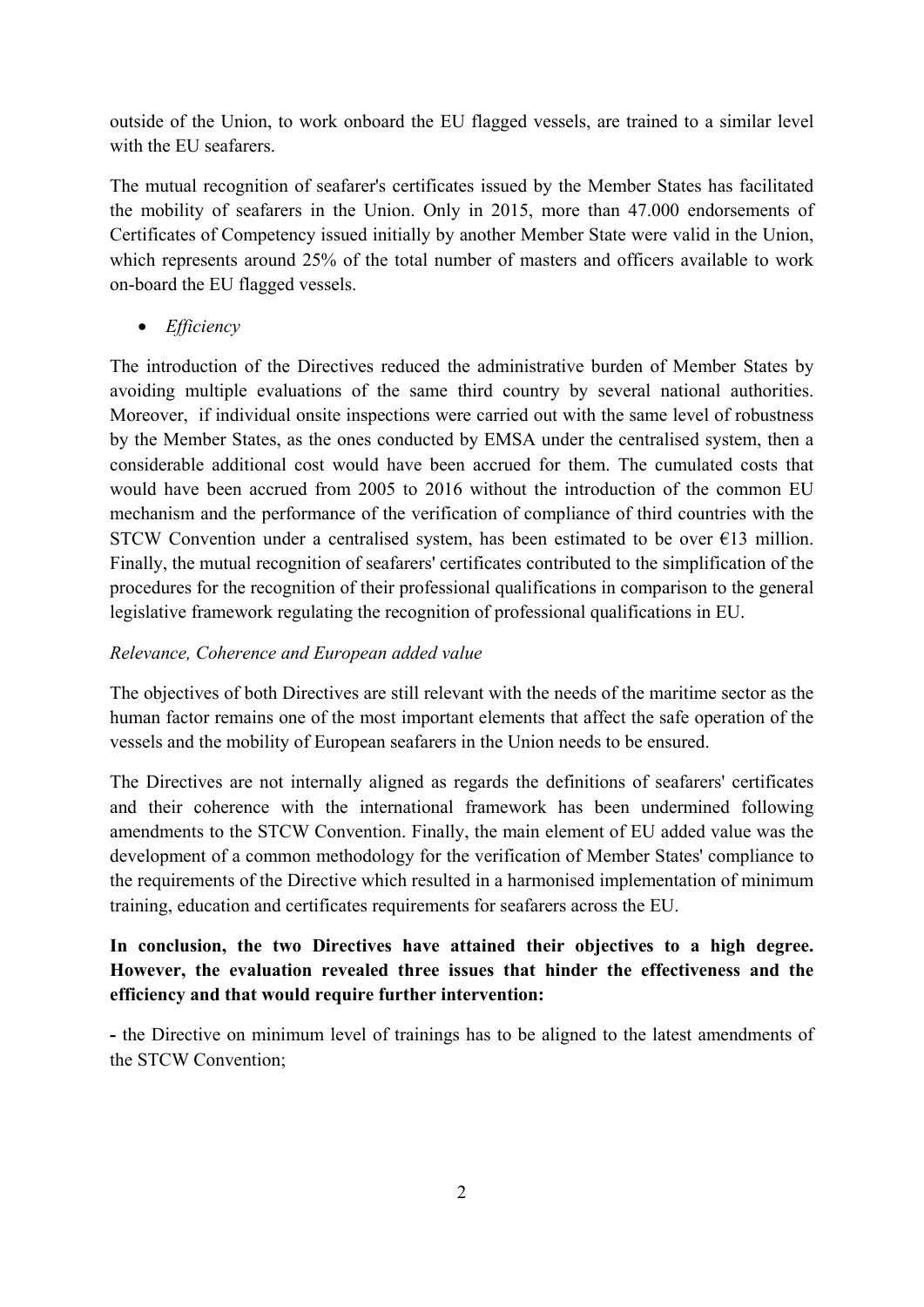outside of the Union, to work onboard the EU flagged vessels, are trained to a similar level with the EU seafarers.

The mutual recognition of seafarer's certificates issued by the Member States has facilitated the mobility of seafarers in the Union. Only in 2015, more than 47.000 endorsements of Certificates of Competency issued initially by another Member State were valid in the Union, which represents around 25% of the total number of masters and officers available to work on-board the EU flagged vessels.

- *Efficiency*

The introduction of the Directives reduced the administrative burden of Member States by avoiding multiple evaluations of the same third country by several national authorities. Moreover, if individual onsite inspections were carried out with the same level of robustness by the Member States, as the ones conducted by EMSA under the centralised system, then a considerable additional cost would have been accrued for them. The cumulated costs that would have been accrued from 2005 to 2016 without the introduction of the common EU mechanism and the performance of the verification of compliance of third countries with the STCW Convention under a centralised system, has been estimated to be over €13 million. Finally, the mutual recognition of seafarers' certificates contributed to the simplification of the procedures for the recognition of their professional qualifications in comparison to the general legislative framework regulating the recognition of professional qualifications in EU.

*Relevance, Coherence and European added value*

The objectives of both Directives are still relevant with the needs of the maritime sector as the human factor remains one of the most important elements that affect the safe operation of the vessels and the mobility of European seafarers in the Union needs to be ensured.

The Directives are not internally aligned as regards the definitions of seafarers' certificates and their coherence with the international framework has been undermined following amendments to the STCW Convention. Finally, the main element of EU added value was the development of a common methodology for the verification of Member States' compliance to the requirements of the Directive which resulted in a harmonised implementation of minimum training, education and certificates requirements for seafarers across the EU.

**In conclusion, the two Directives have attained their objectives to a high degree. However, the evaluation revealed three issues that hinder the effectiveness and the efficiency and that would require further intervention:**

**-** the Directive on minimum level of trainings has to be aligned to the latest amendments of the STCW Convention;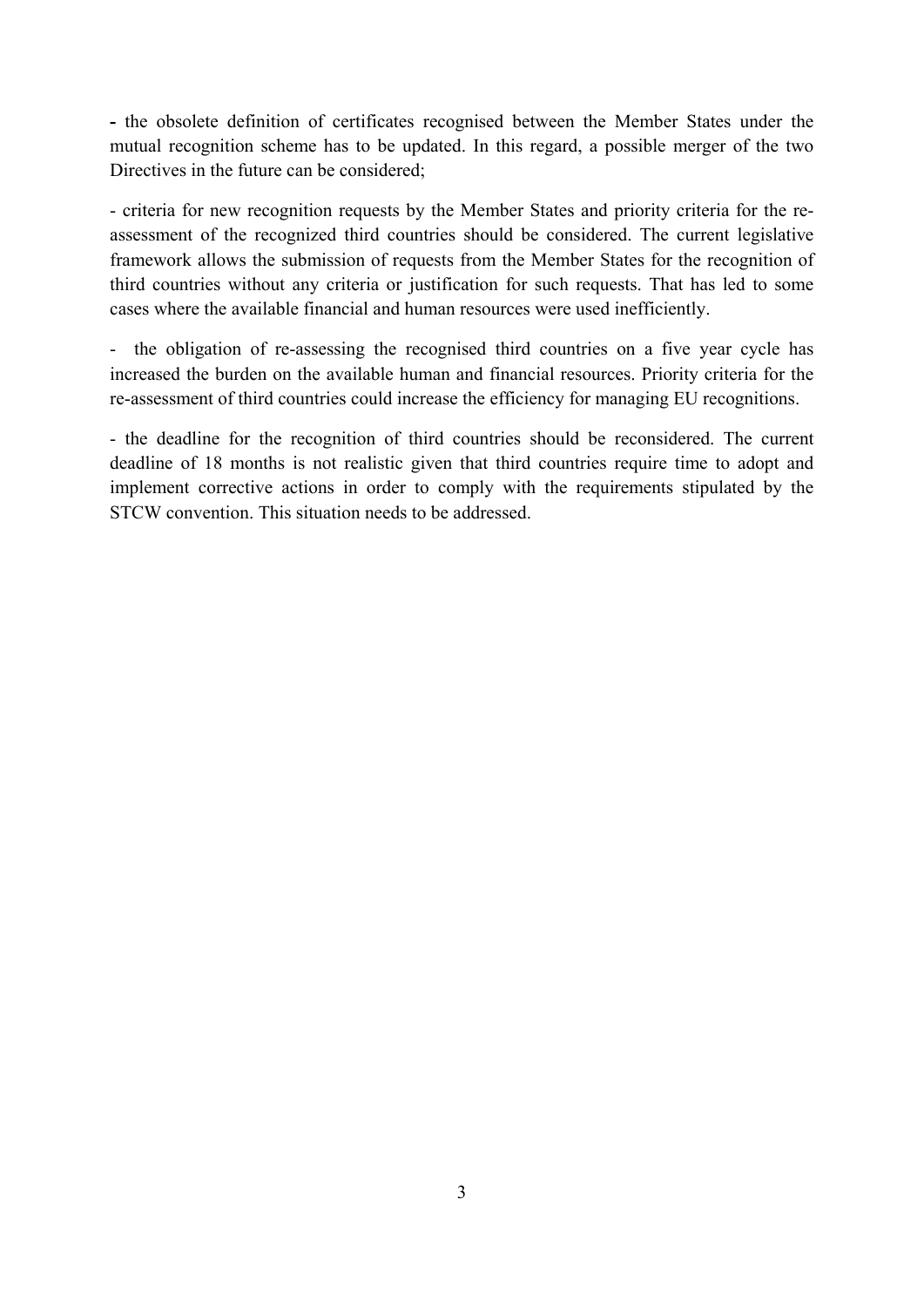- the obsolete definition of certificates recognised between the Member States under the mutual recognition scheme has to be updated. In this regard, a possible merger of the two Directives in the future can be considered;

- criteria for new recognition requests by the Member States and priority criteria for the re-assessment of the recognized third countries should be considered. The current legislative framework allows the submission of requests from the Member States for the recognition of third countries without any criteria or justification for such requests. That has led to some cases where the available financial and human resources were used inefficiently.

- the obligation of re-assessing the recognised third countries on a five year cycle has increased the burden on the available human and financial resources. Priority criteria for the re-assessment of third countries could increase the efficiency for managing EU recognitions.

- the deadline for the recognition of third countries should be reconsidered. The current deadline of 18 months is not realistic given that third countries require time to adopt and implement corrective actions in order to comply with the requirements stipulated by the STCW convention. This situation needs to be addressed.